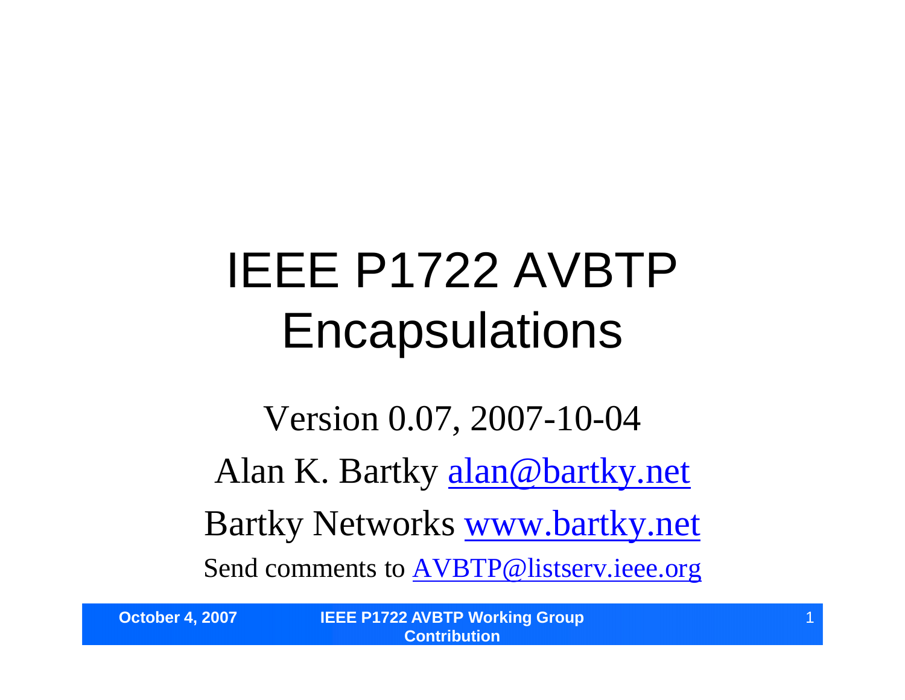# IEEE P1722 AVBTP Encapsulations

Version 0.07, 2007-10-04

Alan K. Bartky alan@bartky.net

Bartky Networks www.bartky.net

Send comments to AVBTP@listserv.ieee.org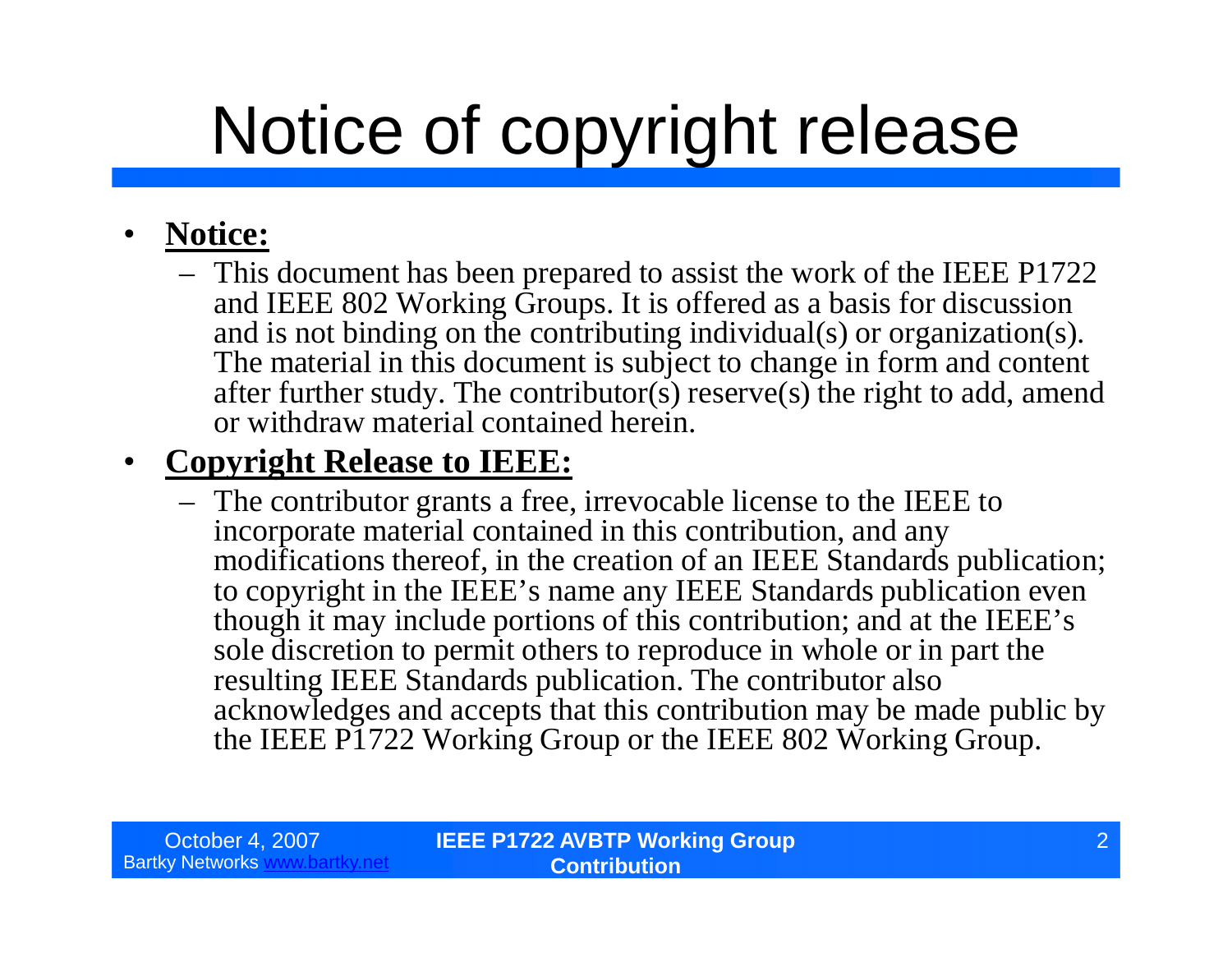# Notice of copyright release

- **Notice:**
  - This document has been prepared to assist the work of the IEEE P1722 and IEEE 802 Working Groups. It is offered as a basis for discussion and is not binding on the contributing individual(s) or organization(s). The material in this document is subject to change in form and content after further study. The contributor(s) reserve(s) the right to add, amend or withdraw material contained herein.
- **Copyright Release to IEEE:**
  - The contributor grants a free, irrevocable license to the IEEE to incorporate material contained in this contribution, and any modifications thereof, in the creation of an IEEE Standards publication; to copyright in the IEEE's name any IEEE Standards publication even though it may include portions of this contribution; and at the IEEE's sole discretion to permit others to reproduce in whole or in part the resulting IEEE Standards publication. The contributor also acknowledges and accepts that this contribution may be made public by the IEEE P1722 Working Group or the IEEE 802 Working Group.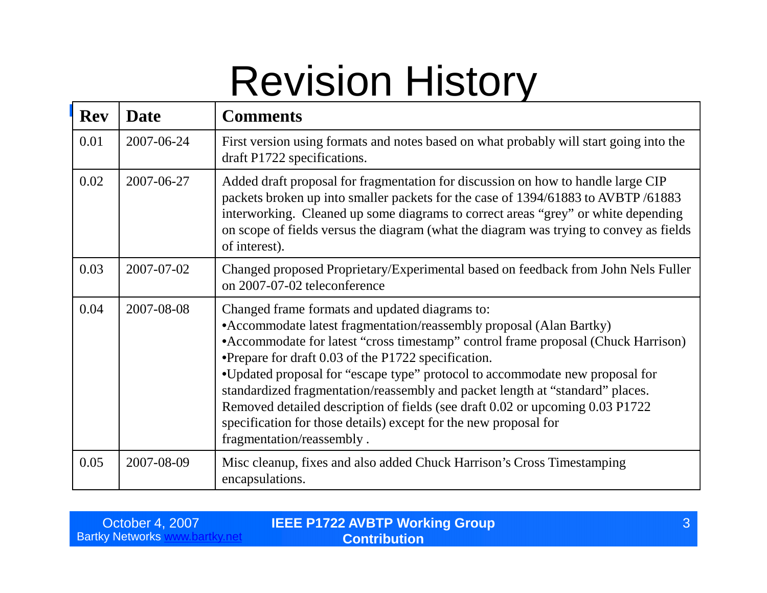# Revision History

| Rev | Date | Comments |
|---|---|---|
| 0.01 | 2007-06-24 | First version using formats and notes based on what probably will start going into the draft P1722 specifications. |
| 0.02 | 2007-06-27 | Added draft proposal for fragmentation for discussion on how to handle large CIP packets broken up into smaller packets for the case of 1394/61883 to AVBTP /61883 interworking. Cleaned up some diagrams to correct areas “grey” or white depending on scope of fields versus the diagram (what the diagram was trying to convey as fields of interest). |
| 0.03 | 2007-07-02 | Changed proposed Proprietary/Experimental based on feedback from John Nels Fuller on 2007-07-02 teleconference |
| 0.04 | 2007-08-08 | Changed frame formats and updated diagrams to:<br>•Accommodate latest fragmentation/reassembly proposal (Alan Bartky)<br>•Accommodate for latest “cross timestamp” control frame proposal (Chuck Harrison)<br>•Prepare for draft 0.03 of the P1722 specification.<br>•Updated proposal for “escape type” protocol to accommodate new proposal for standardized fragmentation/reassembly and packet length at “standard” places.<br>Removed detailed description of fields (see draft 0.02 or upcoming 0.03 P1722 specification for those details) except for the new proposal for fragmentation/reassembly . |
| 0.05 | 2007-08-09 | Misc cleanup, fixes and also added Chuck Harrison’s Cross Timestamping encapsulations. |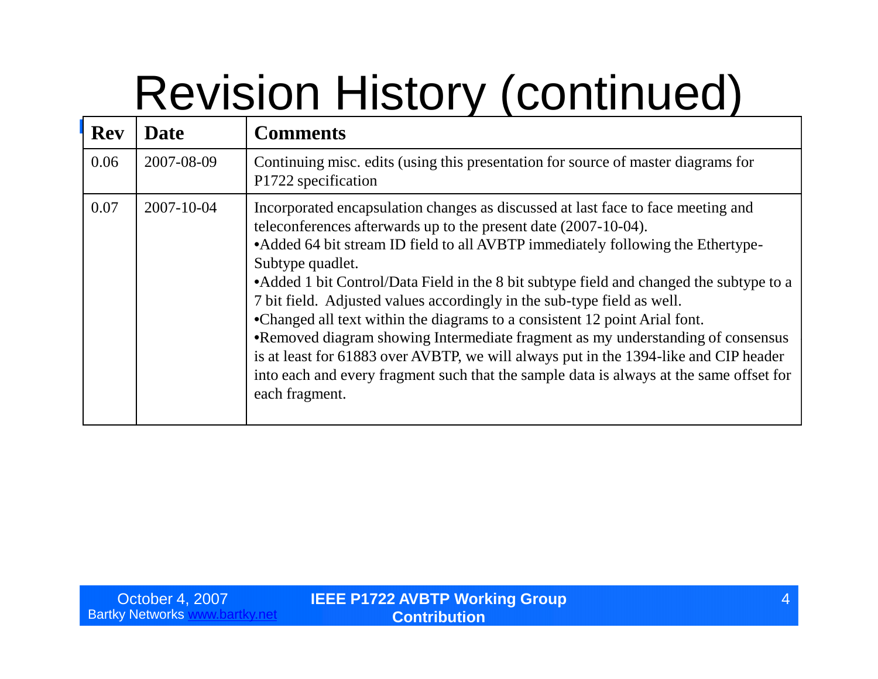# Revision History (continued)

| Rev | Date | Comments |
|---|---|---|
| 0.06 | 2007-08-09 | Continuing misc. edits (using this presentation for source of master diagrams for P1722 specification |
| 0.07 | 2007-10-04 | Incorporated encapsulation changes as discussed at last face to face meeting and teleconferences afterwards up to the present date (2007-10-04).<br>•Added 64 bit stream ID field to all AVBTP immediately following the Ethertype-Subtype quadlet.<br>•Added 1 bit Control/Data Field in the 8 bit subtype field and changed the subtype to a 7 bit field. Adjusted values accordingly in the sub-type field as well.<br>•Changed all text within the diagrams to a consistent 12 point Arial font.<br>•Removed diagram showing Intermediate fragment as my understanding of consensus is at least for 61883 over AVBTP, we will always put in the 1394-like and CIP header into each and every fragment such that the sample data is always at the same offset for each fragment. |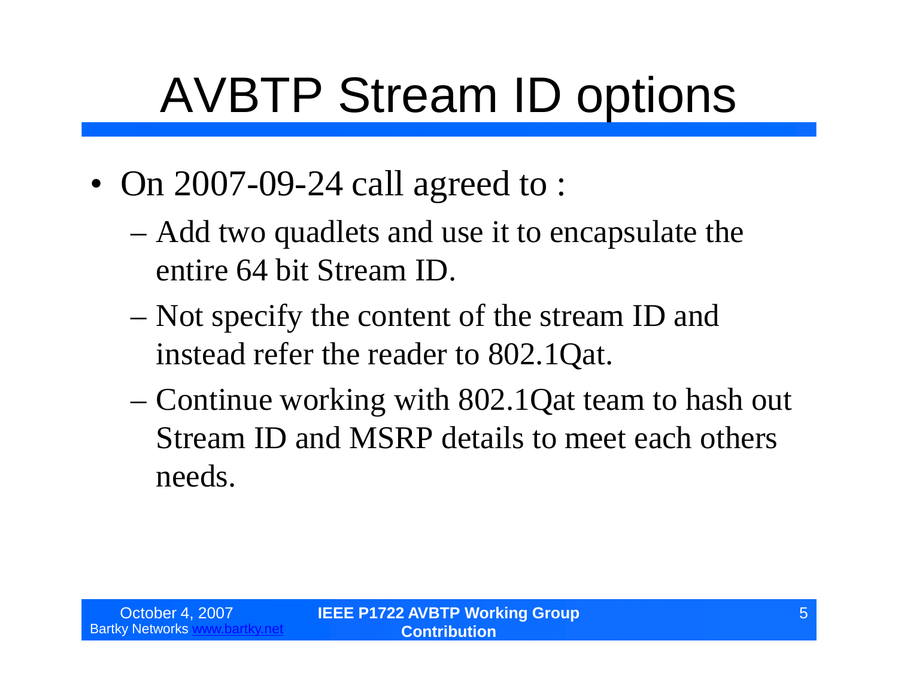# AVBTP Stream ID options

- On 2007-09-24 call agreed to :
  - Add two quadlets and use it to encapsulate the entire 64 bit Stream ID.
  - Not specify the content of the stream ID and instead refer the reader to 802.1Qat.
  - Continue working with 802.1Qat team to hash out Stream ID and MSRP details to meet each others needs.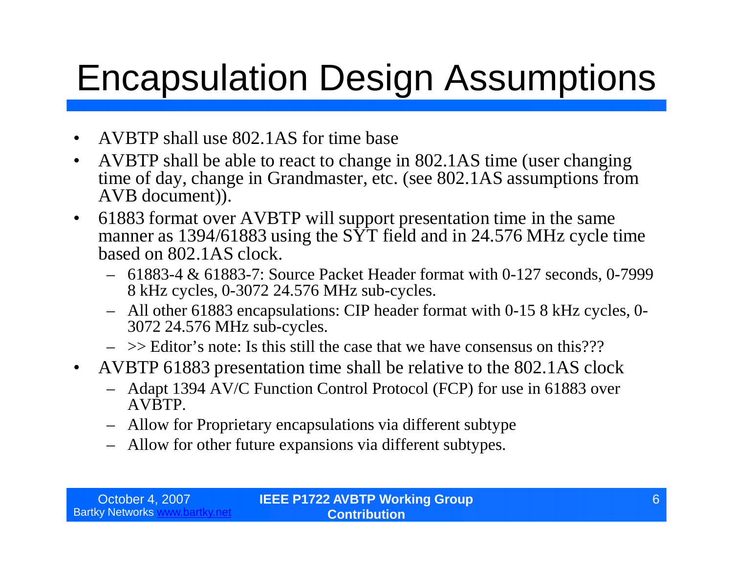# Encapsulation Design Assumptions

- AVBTP shall use 802.1AS for time base
- AVBTP shall be able to react to change in 802.1AS time (user changing time of day, change in Grandmaster, etc. (see 802.1AS assumptions from AVB document)).
- 61883 format over AVBTP will support presentation time in the same manner as 1394/61883 using the SYT field and in 24.576 MHz cycle time based on 802.1AS clock.
  - 61883-4 & 61883-7: Source Packet Header format with 0-127 seconds, 0-7999 8 kHz cycles, 0-3072 24.576 MHz sub-cycles.
  - All other 61883 encapsulations: CIP header format with 0-15 8 kHz cycles, 0-3072 24.576 MHz sub-cycles.
  - >> Editor's note: Is this still the case that we have consensus on this???
- AVBTP 61883 presentation time shall be relative to the 802.1AS clock
  - Adapt 1394 AV/C Function Control Protocol (FCP) for use in 61883 over AVBTP.
  - Allow for Proprietary encapsulations via different subtype
  - Allow for other future expansions via different subtypes.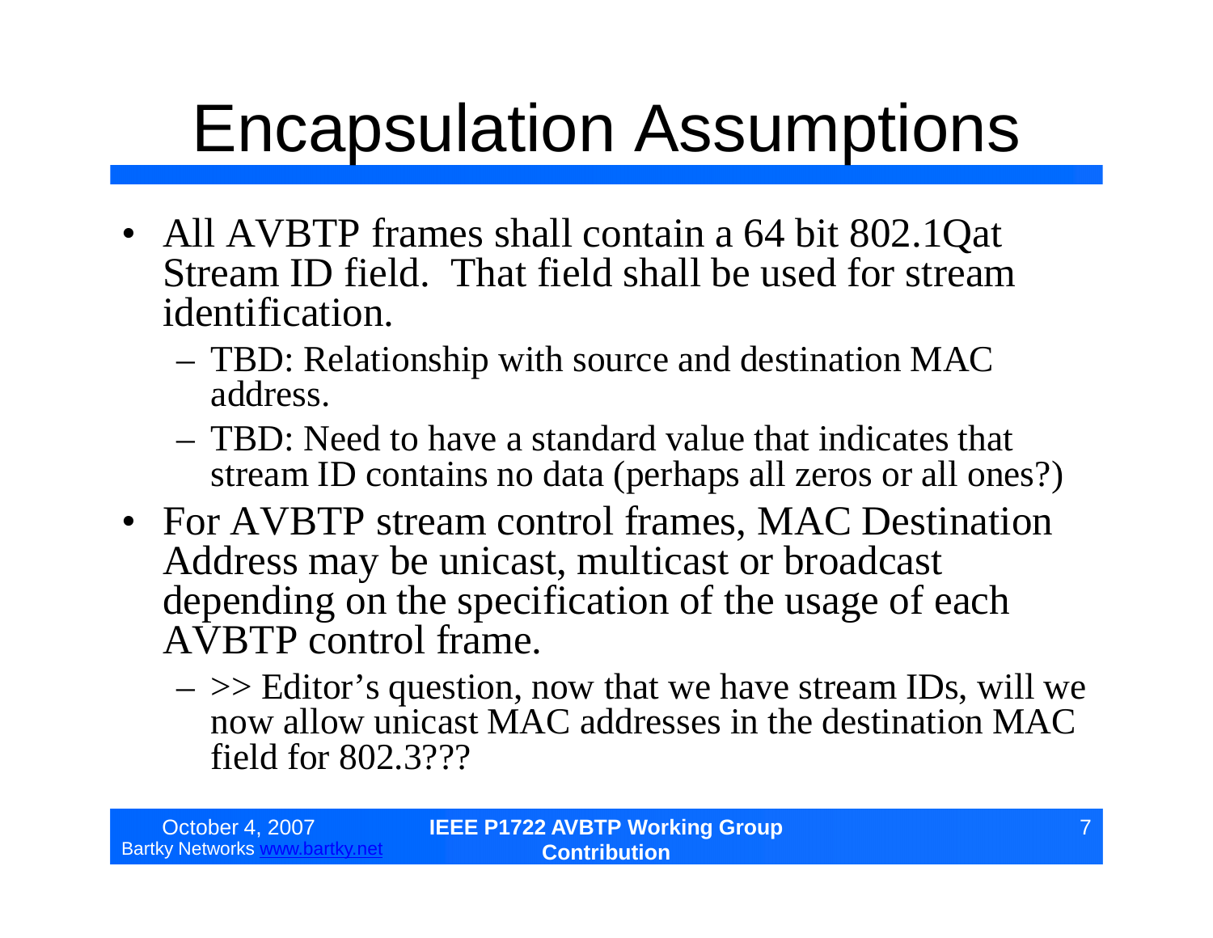# Encapsulation Assumptions

- All AVBTP frames shall contain a 64 bit 802.1Qat Stream ID field. That field shall be used for stream identification.
  - TBD: Relationship with source and destination MAC address.
  - TBD: Need to have a standard value that indicates that stream ID contains no data (perhaps all zeros or all ones?)
- For AVBTP stream control frames, MAC Destination Address may be unicast, multicast or broadcast depending on the specification of the usage of each AVBTP control frame.
  - >> Editor's question, now that we have stream IDs, will we now allow unicast MAC addresses in the destination MAC field for 802.3???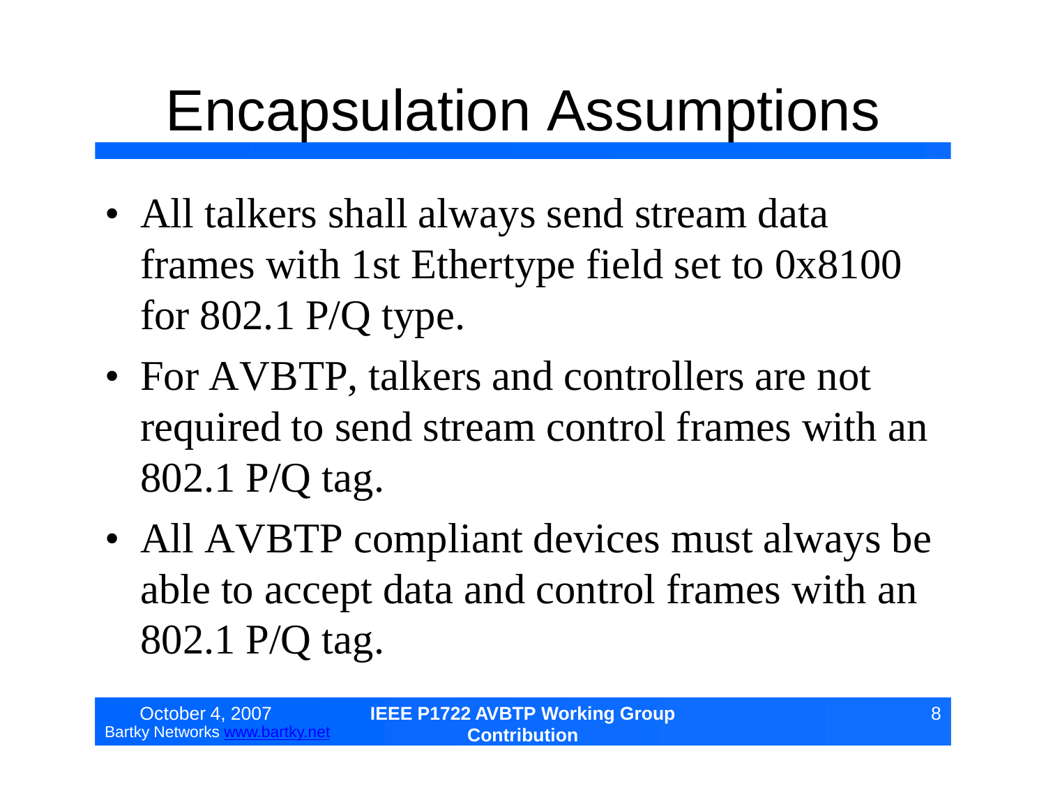# Encapsulation Assumptions

- All talkers shall always send stream data frames with 1st Ethertype field set to 0x8100 for 802.1 P/Q type.
- For AVBTP, talkers and controllers are not required to send stream control frames with an 802.1 P/Q tag.
- All AVBTP compliant devices must always be able to accept data and control frames with an 802.1 P/Q tag.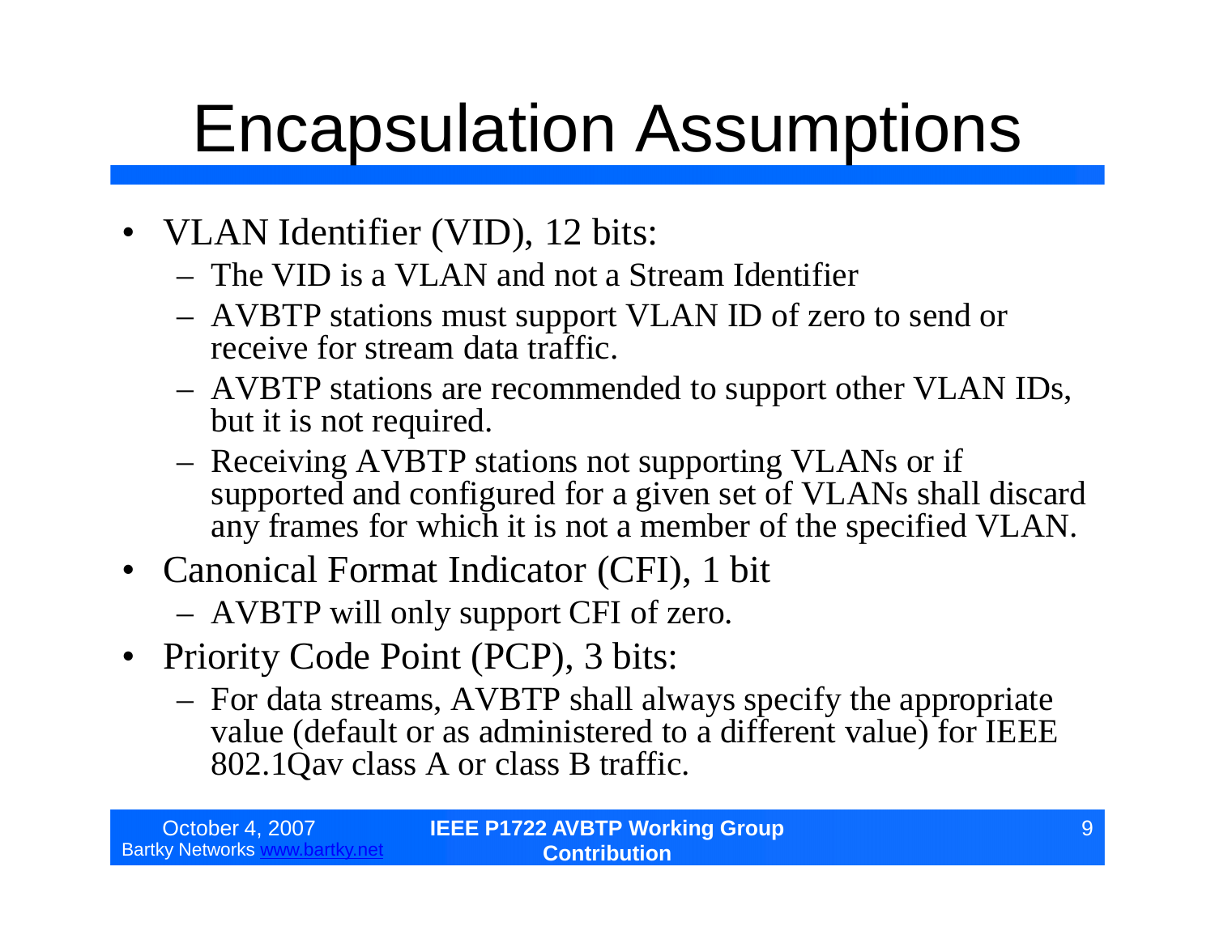# Encapsulation Assumptions

- VLAN Identifier (VID), 12 bits:
  - The VID is a VLAN and not a Stream Identifier
  - AVBTP stations must support VLAN ID of zero to send or receive for stream data traffic.
  - AVBTP stations are recommended to support other VLAN IDs, but it is not required.
  - Receiving AVBTP stations not supporting VLANs or if supported and configured for a given set of VLANs shall discard any frames for which it is not a member of the specified VLAN.
- Canonical Format Indicator (CFI), 1 bit
  - AVBTP will only support CFI of zero.
- Priority Code Point (PCP), 3 bits:
  - For data streams, AVBTP shall always specify the appropriate value (default or as administered to a different value) for IEEE 802.1Qav class A or class B traffic.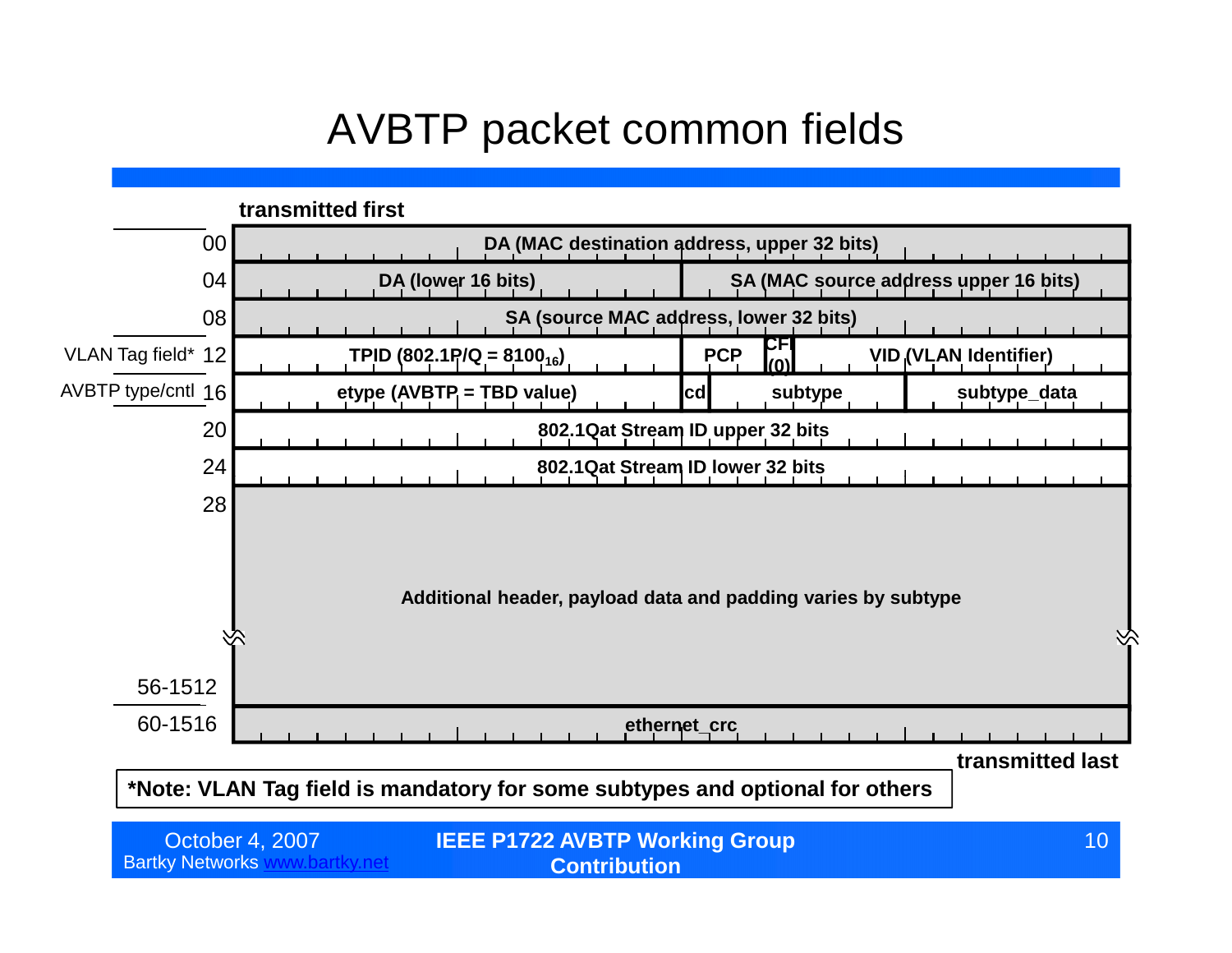# AVBTP packet common fields

transmitted first

| Offset | Fields | | | | |
|---|---|---|---|---|---|
| 00 | DA (MAC destination address, upper 32 bits) | | | | |
| 04 | DA (lower 16 bits) | SA (MAC source address upper 16 bits) | | | |
| 08 | SA (source MAC address, lower 32 bits) | | | | |
| VLAN Tag field* 12 | TPID (802.1P/Q = $8100_{16}$) | PCP | CFI (0) | VID (VLAN Identifier) | |
| AVBTP type/cntl 16 | etype (AVBTP = TBD value) | cd | subtype | subtype_data | |
| 20 | 802.1Qat Stream ID upper 32 bits | | | | |
| 24 | 802.1Qat Stream ID lower 32 bits | | | | |
| 28 … 56-1512 | Additional header, payload data and padding varies by subtype | | | | |
| 60-1516 | ethernet_crc | | | | |

transmitted last

**\*Note: VLAN Tag field is mandatory for some subtypes and optional for others**

October 4, 2007
Bartky Networks www.bartky.net

IEEE P1722 AVBTP Working Group Contribution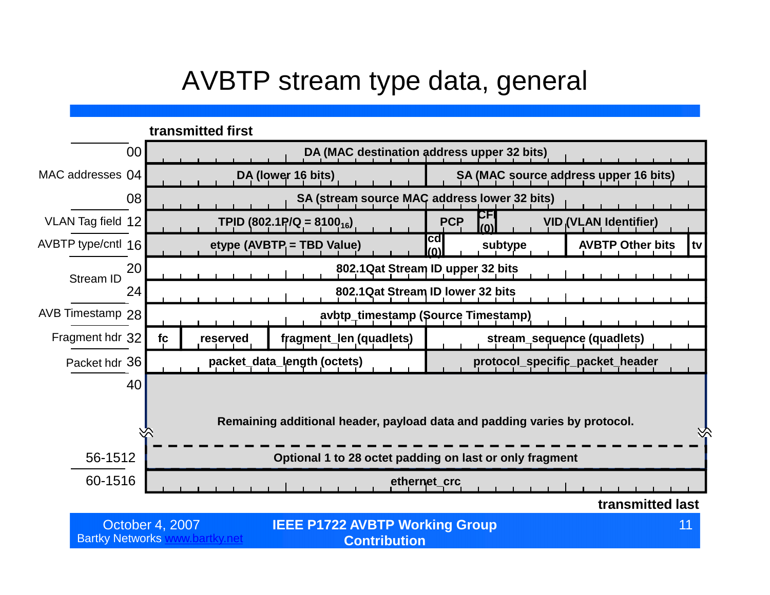# AVBTP stream type data, general

**transmitted first**

| Field group | Offset | Fields |
|---|---|---|
| MAC addresses | 00 | **DA (MAC destination address upper 32 bits)** |
| | 04 | **DA (lower 16 bits)** / **SA (MAC source address upper 16 bits)** |
| | 08 | **SA (stream source MAC address lower 32 bits)** |
| VLAN Tag field | 12 | **TPID (802.1P/Q = $8100_{16}$)** / **PCP** / **CFI (0)** / **VID (VLAN Identifier)** |
| AVBTP type/cntl | 16 | **etype (AVBTP = TBD Value)** / **cd (0)** / **subtype** / **AVBTP Other bits** / **tv** |
| Stream ID | 20 | **802.1Qat Stream ID upper 32 bits** |
| | 24 | **802.1Qat Stream ID lower 32 bits** |
| AVB Timestamp | 28 | **avbtp_timestamp (Source Timestamp)** |
| Fragment hdr | 32 | **fc** / **reserved** / **fragment_len (quadlets)** / **stream_sequence (quadlets)** |
| Packet hdr | 36 | **packet_data_length (octets)** / **protocol_specific_packet_header** |
| | 40 | **Remaining additional header, payload data and padding varies by protocol.** |
| | 56-1512 | **Optional 1 to 28 octet padding on last or only fragment** |
| | 60-1516 | **ethernet_crc** |

**transmitted last**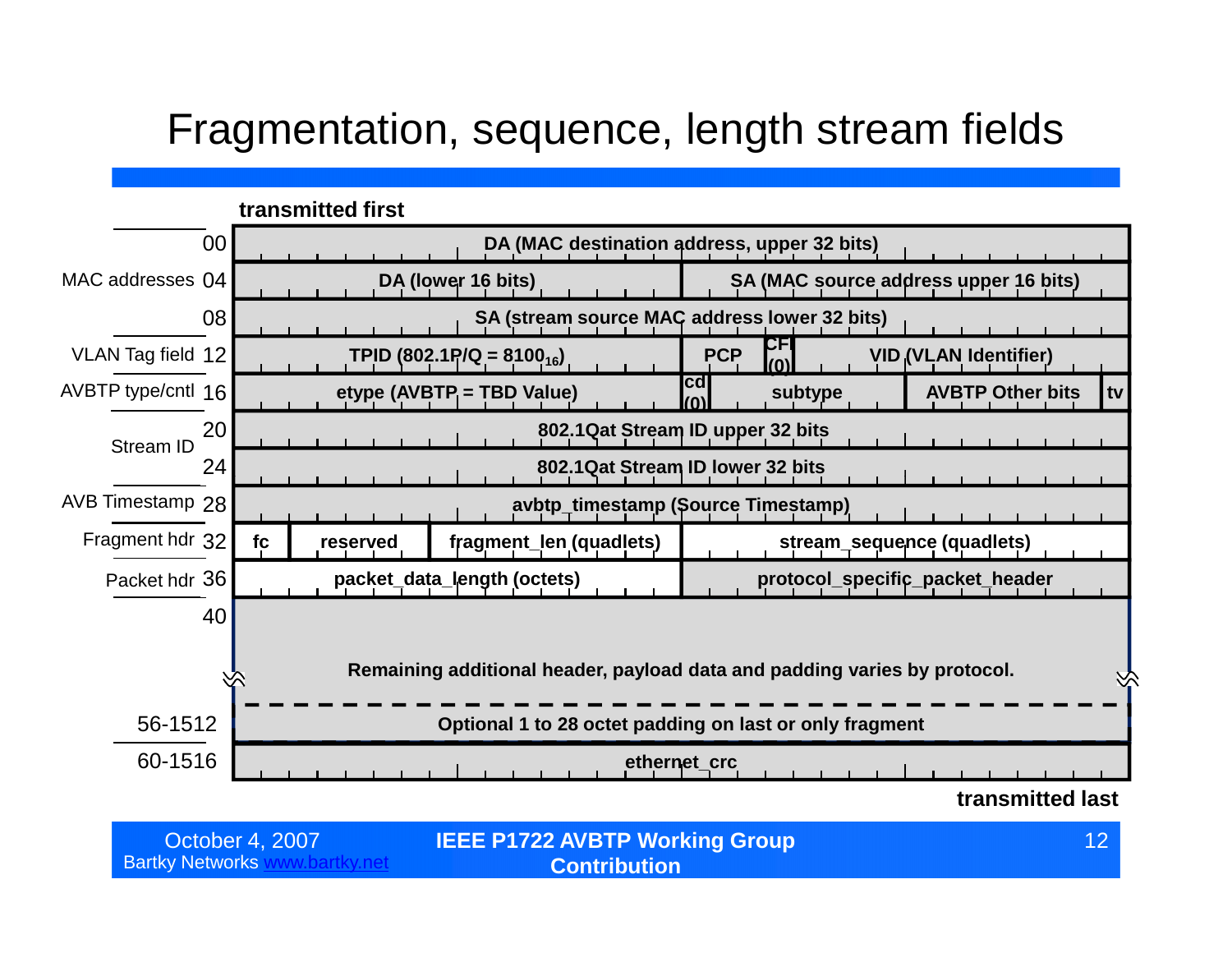# Fragmentation, sequence, length stream fields

transmitted first

| Offset | Label | Fields |
|---|---|---|
| 00 | MAC addresses | DA (MAC destination address, upper 32 bits) |
| 04 | MAC addresses | DA (lower 16 bits) \| SA (MAC source address upper 16 bits) |
| 08 | MAC addresses | SA (stream source MAC address lower 32 bits) |
| 12 | VLAN Tag field | TPID (802.1P/Q = $8100_{16}$) \| PCP \| CFI (0) \| VID (VLAN Identifier) |
| 16 | AVBTP type/cntl | etype (AVBTP = TBD Value) \| cd (0) \| subtype \| AVBTP Other bits \| tv |
| 20 | Stream ID | 802.1Qat Stream ID upper 32 bits |
| 24 | Stream ID | 802.1Qat Stream ID lower 32 bits |
| 28 | AVB Timestamp | avbtp_timestamp (Source Timestamp) |
| 32 | Fragment hdr | fc \| reserved \| fragment_len (quadlets) \| stream_sequence (quadlets) |
| 36 | Packet hdr | packet_data_length (octets) \| protocol_specific_packet_header |
| 40 | | Remaining additional header, payload data and padding varies by protocol. |
| 56-1512 | | Optional 1 to 28 octet padding on last or only fragment |
| 60-1516 | | ethernet_crc |

transmitted last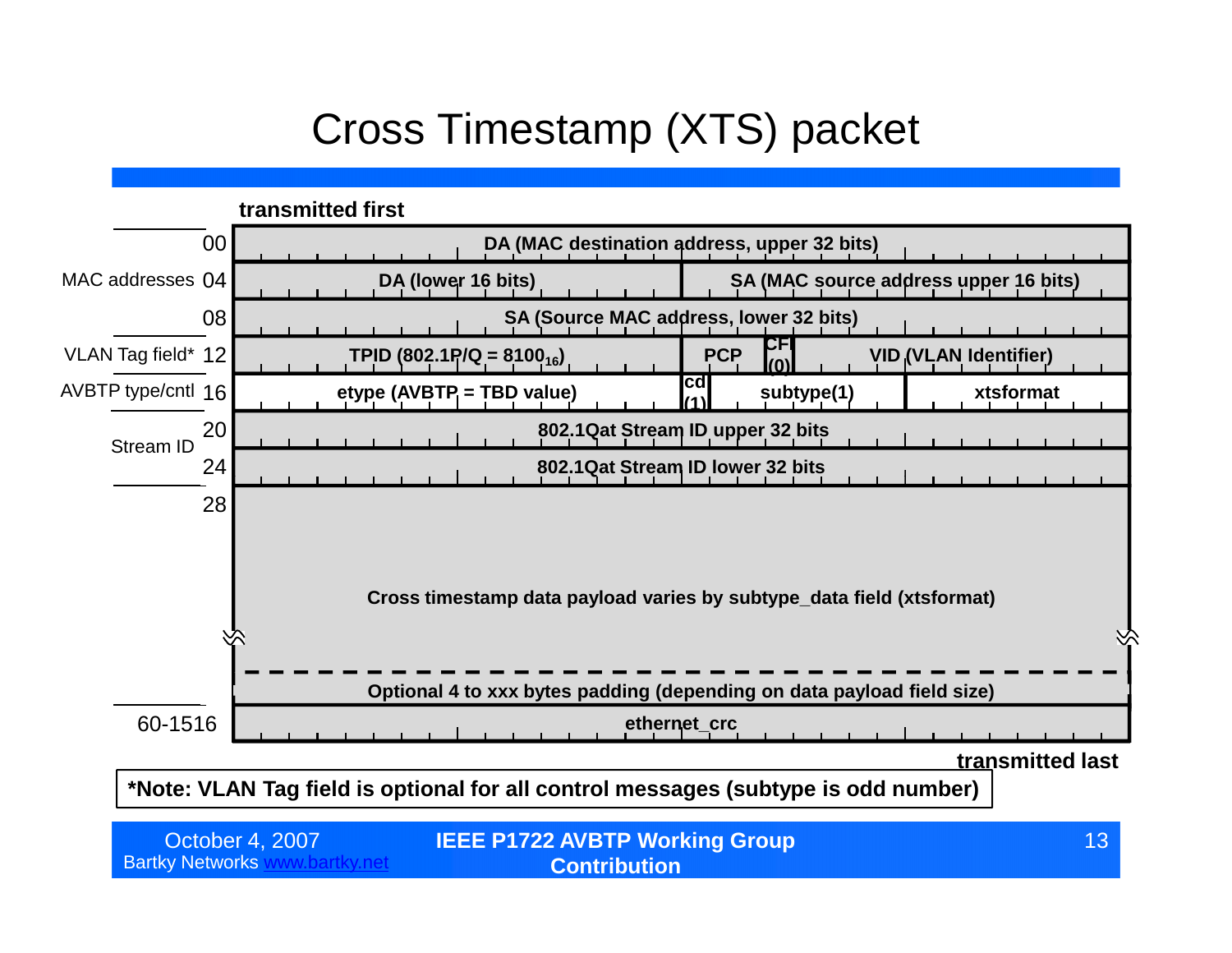# Cross Timestamp (XTS) packet

**transmitted first**

| Group | Offset | Fields |
|---|---|---|
| MAC addresses | 00 | DA (MAC destination address, upper 32 bits) |
| | 04 | DA (lower 16 bits) \| SA (MAC source address upper 16 bits) |
| | 08 | SA (Source MAC address, lower 32 bits) |
| VLAN Tag field* | 12 | TPID (802.1P/Q = $8100_{16}$) \| PCP \| CFI (0) \| VID (VLAN Identifier) |
| AVBTP type/cntl | 16 | etype (AVBTP = TBD value) \| cd (1) \| subtype(1) \| xtsformat |
| Stream ID | 20 | 802.1Qat Stream ID upper 32 bits |
| | 24 | 802.1Qat Stream ID lower 32 bits |
| | 28 | Cross timestamp data payload varies by subtype_data field (xtsformat) |
| | | Optional 4 to xxx bytes padding (depending on data payload field size) |
| | 60-1516 | ethernet_crc |

**transmitted last**

***Note: VLAN Tag field is optional for all control messages (subtype is odd number)**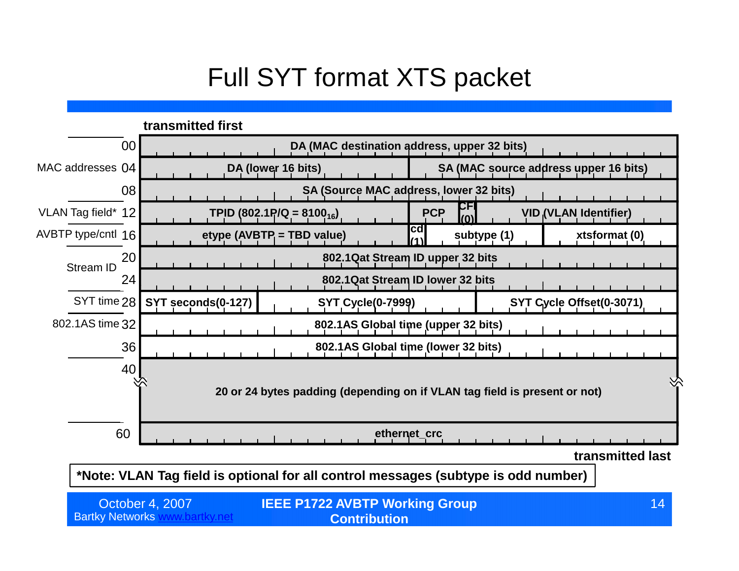# Full SYT format XTS packet

transmitted first

| Field group | Offset | Contents | | | | |
|---|---|---|---|---|---|---|
| | 00 | DA (MAC destination address, upper 32 bits) | | | | |
| MAC addresses | 04 | DA (lower 16 bits) | SA (MAC source address upper 16 bits) | | | |
| | 08 | SA (Source MAC address, lower 32 bits) | | | | |
| VLAN Tag field* | 12 | TPID (802.1P/Q = $8100_{16}$) | PCP | CFI (0) | VID (VLAN Identifier) | |
| AVBTP type/cntl | 16 | etype (AVBTP = TBD value) | cd (1) | subtype (1) | xtsformat (0) | |
| Stream ID | 20 | 802.1Qat Stream ID upper 32 bits | | | | |
| | 24 | 802.1Qat Stream ID lower 32 bits | | | | |
| SYT time | 28 | SYT seconds(0-127) | SYT Cycle(0-7999) | SYT Cycle Offset(0-3071) | | |
| 802.1AS time | 32 | 802.1AS Global time (upper 32 bits) | | | | |
| | 36 | 802.1AS Global time (lower 32 bits) | | | | |
| | 40 | 20 or 24 bytes padding (depending on if VLAN tag field is present or not) | | | | |
| | 60 | ethernet_crc | | | | |

transmitted last

**\*Note: VLAN Tag field is optional for all control messages (subtype is odd number)**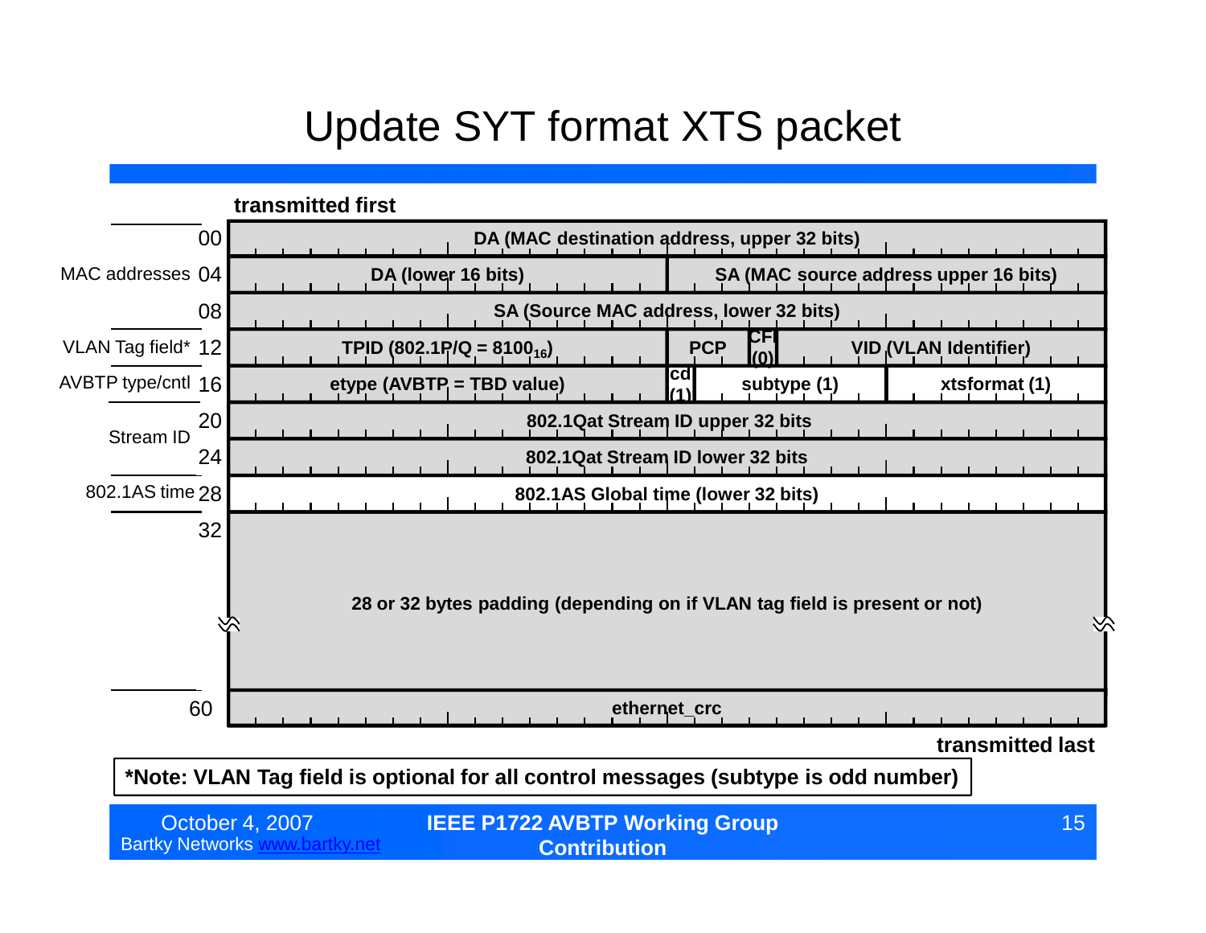# Update SYT format XTS packet

**transmitted first**

| Section | Offset | Fields | | | | |
|---|---|---|---|---|---|---|
| | 00 | DA (MAC destination address, upper 32 bits) | | | | |
| MAC addresses | 04 | DA (lower 16 bits) | | SA (MAC source address upper 16 bits) | | |
| | 08 | SA (Source MAC address, lower 32 bits) | | | | |
| VLAN Tag field* | 12 | TPID (802.1P/Q = $8100_{16}$) | PCP | CFI (0) | VID (VLAN Identifier) | |
| AVBTP type/cntl | 16 | etype (AVBTP = TBD value) | cd (1) | subtype (1) | xtsformat (1) | |
| Stream ID | 20 | 802.1Qat Stream ID upper 32 bits | | | | |
| | 24 | 802.1Qat Stream ID lower 32 bits | | | | |
| 802.1AS time | 28 | 802.1AS Global time (lower 32 bits) | | | | |
| | 32 | 28 or 32 bytes padding (depending on if VLAN tag field is present or not) | | | | |
| | 60 | ethernet_crc | | | | |

**transmitted last**

***Note: VLAN Tag field is optional for all control messages (subtype is odd number)**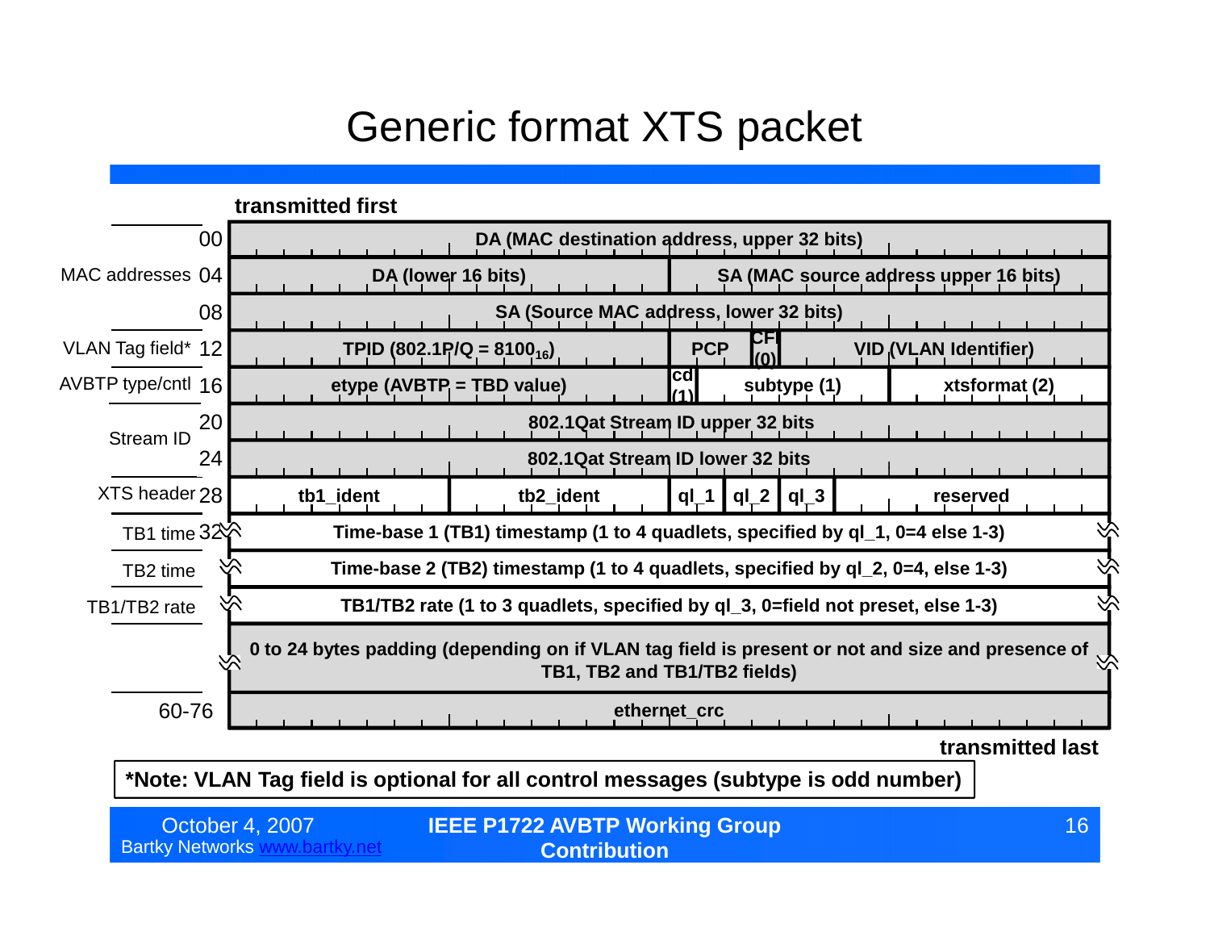# Generic format XTS packet

**transmitted first**

| Field group | Offset | Contents |
|---|---|---|
| MAC addresses | 00 | **DA (MAC destination address, upper 32 bits)** |
| | 04 | **DA (lower 16 bits)** \| **SA (MAC source address upper 16 bits)** |
| | 08 | **SA (Source MAC address, lower 32 bits)** |
| VLAN Tag field* | 12 | **TPID (802.1P/Q = $8100_{16}$)** \| **PCP** \| **CFI (0)** \| **VID (VLAN Identifier)** |
| AVBTP type/cntl | 16 | **etype (AVBTP = TBD value)** \| **cd (1)** \| **subtype (1)** \| **xtsformat (2)** |
| Stream ID | 20 | **802.1Qat Stream ID upper 32 bits** |
| | 24 | **802.1Qat Stream ID lower 32 bits** |
| XTS header | 28 | **tb1_ident** \| **tb2_ident** \| **ql_1** \| **ql_2** \| **ql_3** \| **reserved** |
| TB1 time | 32 | **Time-base 1 (TB1) timestamp (1 to 4 quadlets, specified by ql_1, 0=4 else 1-3)** |
| TB2 time | | **Time-base 2 (TB2) timestamp (1 to 4 quadlets, specified by ql_2, 0=4, else 1-3)** |
| TB1/TB2 rate | | **TB1/TB2 rate (1 to 3 quadlets, specified by ql_3, 0=field not preset, else 1-3)** |
| | | **0 to 24 bytes padding (depending on if VLAN tag field is present or not and size and presence of TB1, TB2 and TB1/TB2 fields)** |
| | 60-76 | **ethernet_crc** |

**transmitted last**

**\*Note: VLAN Tag field is optional for all control messages (subtype is odd number)**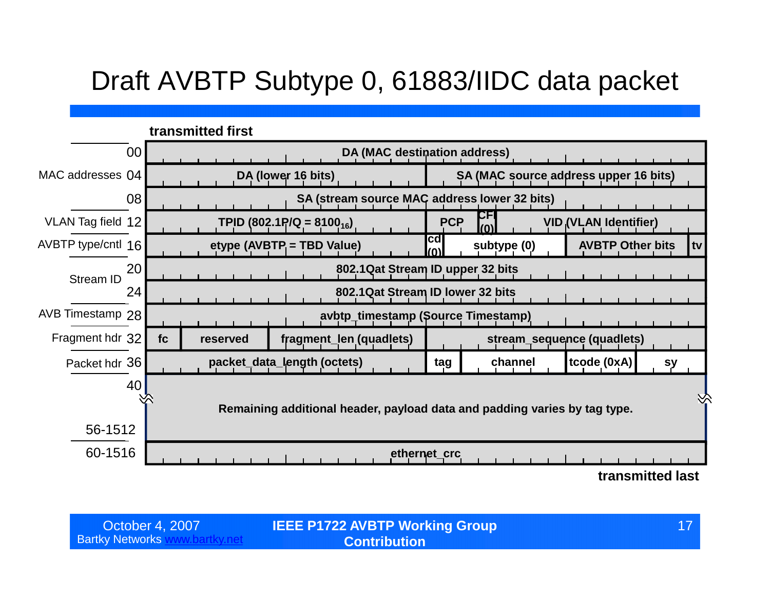# Draft AVBTP Subtype 0, 61883/IIDC data packet

**transmitted first**

| Field group | Offset | Fields |
|---|---|---|
| MAC addresses | 00 | DA (MAC destination address) |
| | 04 | DA (lower 16 bits) \| SA (MAC source address upper 16 bits) |
| | 08 | SA (stream source MAC address lower 32 bits) |
| VLAN Tag field | 12 | TPID (802.1P/Q = $8100_{16}$) \| PCP \| CFI (0) \| VID (VLAN Identifier) |
| AVBTP type/cntl | 16 | etype (AVBTP = TBD Value) \| cd (0) \| subtype (0) \| AVBTP Other bits \| tv |
| Stream ID | 20 | 802.1Qat Stream ID upper 32 bits |
| | 24 | 802.1Qat Stream ID lower 32 bits |
| AVB Timestamp | 28 | avbtp_timestamp (Source Timestamp) |
| Fragment hdr | 32 | fc \| reserved \| fragment_len (quadlets) \| stream_sequence (quadlets) |
| Packet hdr | 36 | packet_data_length (octets) \| tag \| channel \| tcode (0xA) \| sy |
| | 40 – 56-1512 | Remaining additional header, payload data and padding varies by tag type. |
| | 60-1516 | ethernet_crc |

**transmitted last**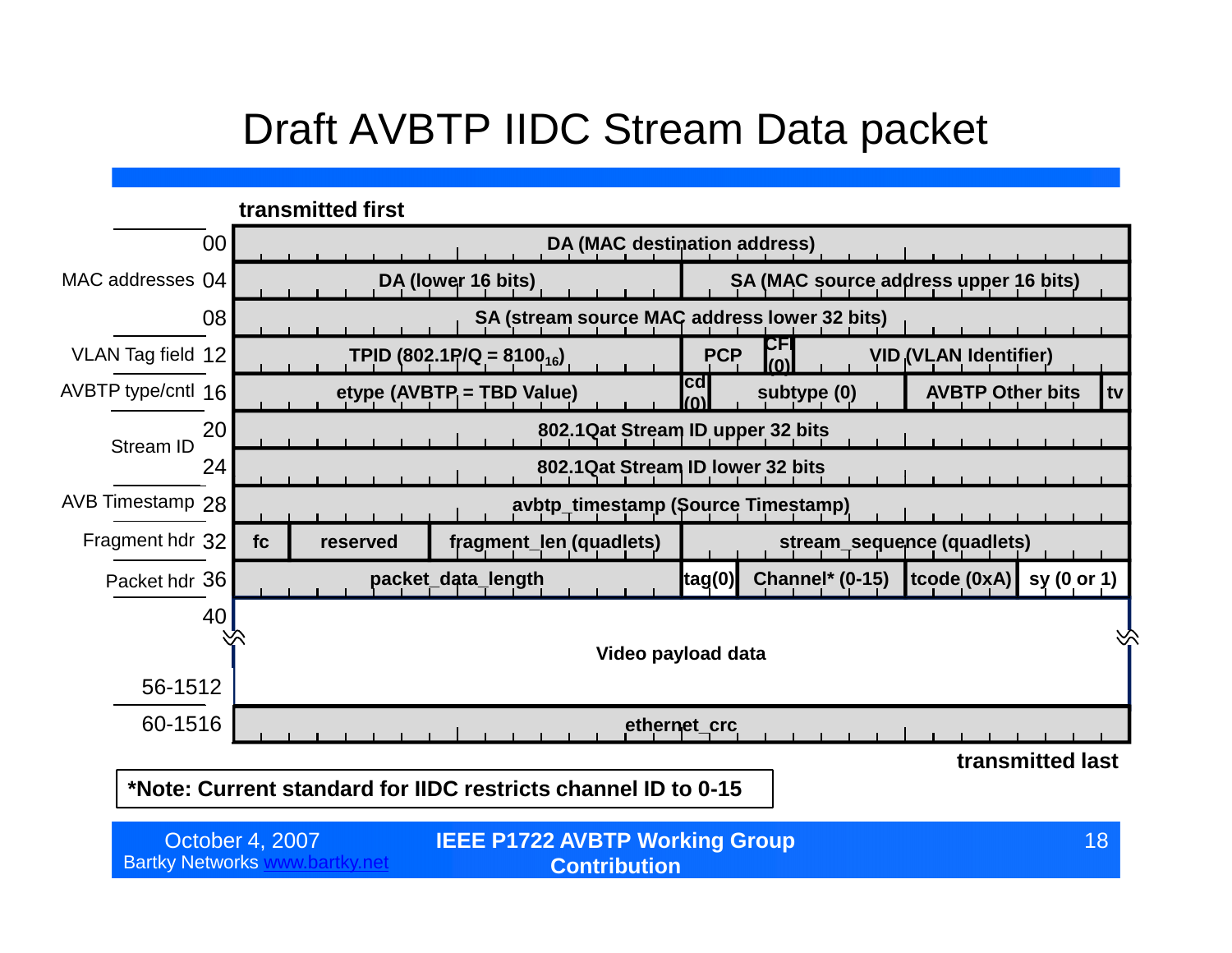# Draft AVBTP IIDC Stream Data packet

transmitted first

| Section | Offset | Fields |
|---|---|---|
| MAC addresses | 00 | DA (MAC destination address) |
| | 04 | DA (lower 16 bits) \| SA (MAC source address upper 16 bits) |
| | 08 | SA (stream source MAC address lower 32 bits) |
| VLAN Tag field | 12 | TPID (802.1P/Q = $8100_{16}$) \| PCP \| CFI (0) \| VID (VLAN Identifier) |
| AVBTP type/cntl | 16 | etype (AVBTP = TBD Value) \| cd (0) \| subtype (0) \| AVBTP Other bits \| tv |
| Stream ID | 20 | 802.1Qat Stream ID upper 32 bits |
| | 24 | 802.1Qat Stream ID lower 32 bits |
| AVB Timestamp | 28 | avbtp_timestamp (Source Timestamp) |
| Fragment hdr | 32 | fc \| reserved \| fragment_len (quadlets) \| stream_sequence (quadlets) |
| Packet hdr | 36 | packet_data_length \| tag(0) \| Channel* (0-15) \| tcode (0xA) \| sy (0 or 1) |
| | 40 – 56-1512 | Video payload data |
| | 60-1516 | ethernet_crc |

transmitted last

**\*Note: Current standard for IIDC restricts channel ID to 0-15**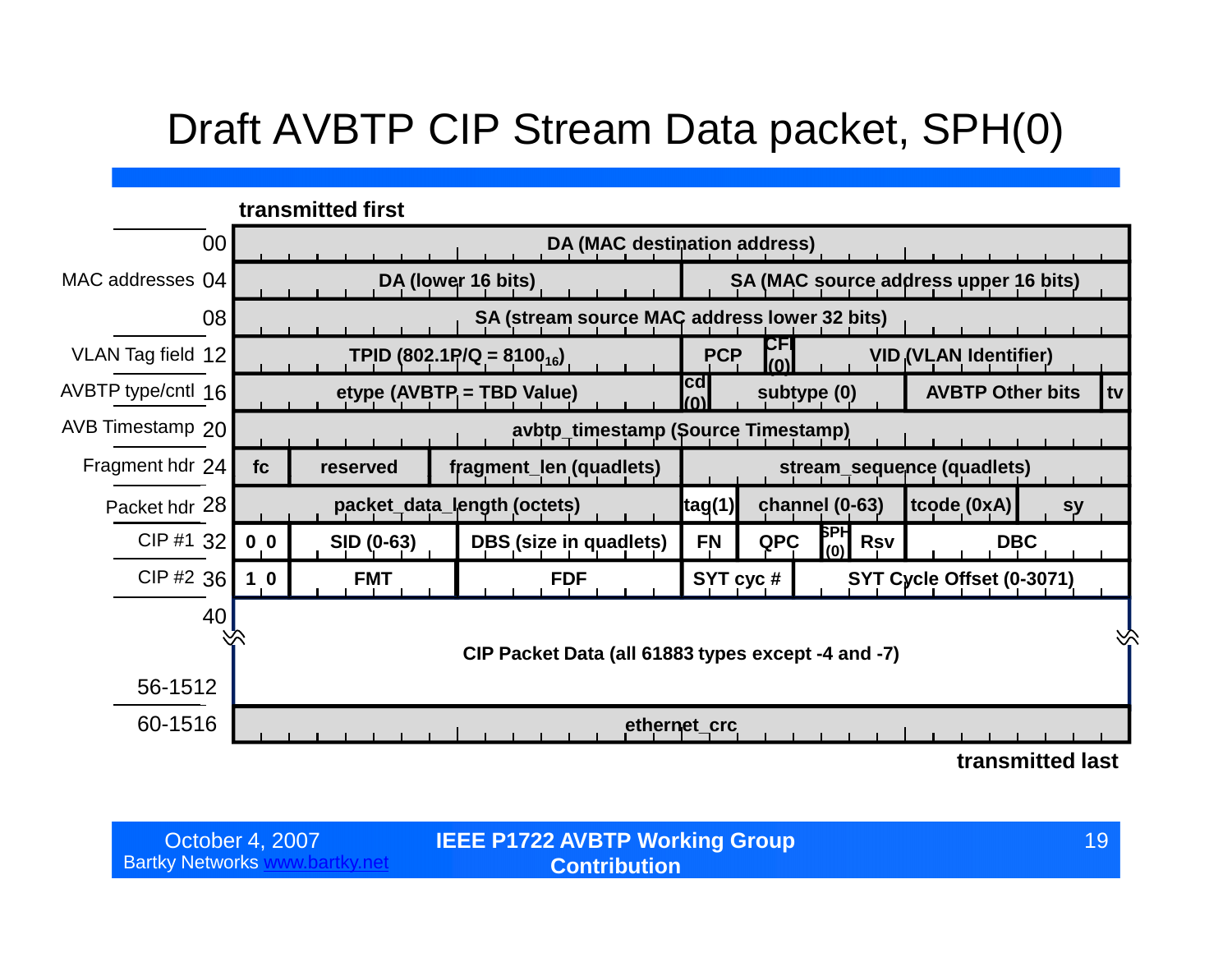# Draft AVBTP CIP Stream Data packet, SPH(0)

**transmitted first**

| Field group | Offset | Contents |
|---|---|---|
| | 00 | DA (MAC destination address) |
| MAC addresses | 04 | DA (lower 16 bits) \| SA (MAC source address upper 16 bits) |
| | 08 | SA (stream source MAC address lower 32 bits) |
| VLAN Tag field | 12 | TPID (802.1P/Q = $8100_{16}$) \| PCP \| CFI (0) \| VID (VLAN Identifier) |
| AVBTP type/cntl | 16 | etype (AVBTP = TBD Value) \| cd (0) \| subtype (0) \| AVBTP Other bits \| tv |
| AVB Timestamp | 20 | avbtp_timestamp (Source Timestamp) |
| Fragment hdr | 24 | fc \| reserved \| fragment_len (quadlets) \| stream_sequence (quadlets) |
| Packet hdr | 28 | packet_data_length (octets) \| tag(1) \| channel (0-63) \| tcode (0xA) \| sy |
| CIP #1 | 32 | 0 0 \| SID (0-63) \| DBS (size in quadlets) \| FN \| QPC \| SPH (0) \| Rsv \| DBC |
| CIP #2 | 36 | 1 0 \| FMT \| FDF \| SYT cyc # \| SYT Cycle Offset (0-3071) |
| | 40 – 56-1512 | CIP Packet Data (all 61883 types except -4 and -7) |
| | 60-1516 | ethernet_crc |

**transmitted last**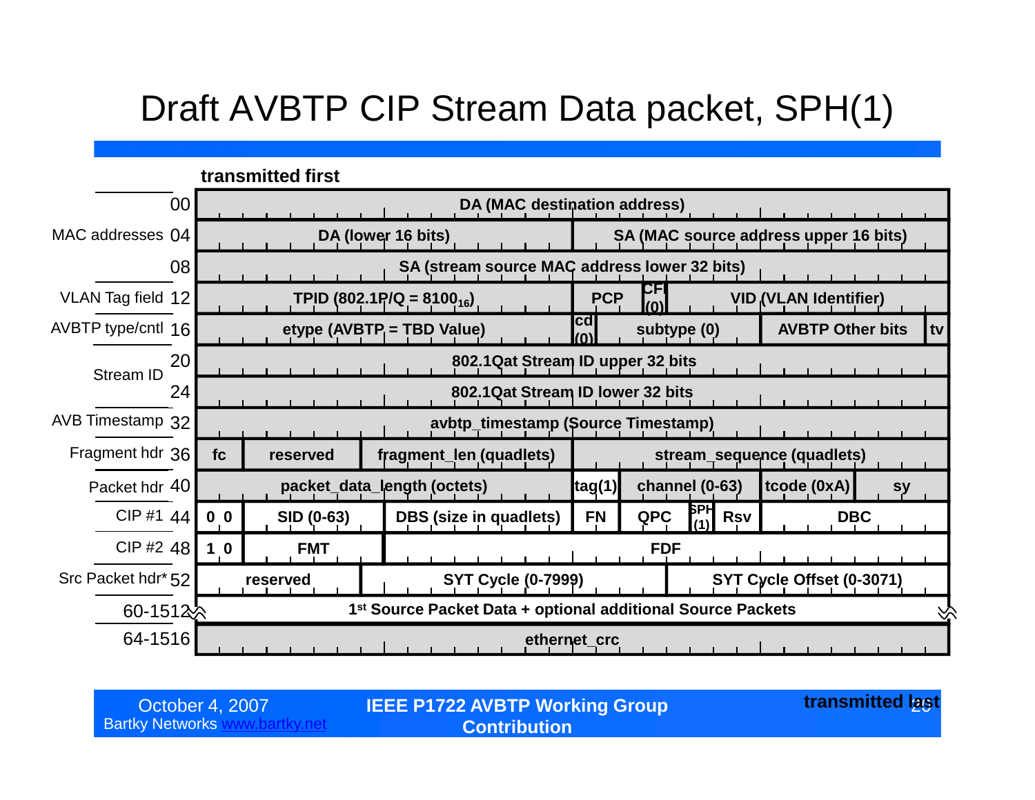# Draft AVBTP CIP Stream Data packet, SPH(1)

**transmitted first**

| Field group | Offset | Fields |
|---|---|---|
| | 00 | **DA (MAC destination address)** |
| MAC addresses | 04 | **DA (lower 16 bits)** \| **SA (MAC source address upper 16 bits)** |
| | 08 | **SA (stream source MAC address lower 32 bits)** |
| VLAN Tag field | 12 | **TPID (802.1P/Q = $8100_{16}$)** \| **PCP** \| **CFI (0)** \| **VID (VLAN Identifier)** |
| AVBTP type/cntl | 16 | **etype (AVBTP = TBD Value)** \| **cd (0)** \| **subtype (0)** \| **AVBTP Other bits** \| **tv** |
| Stream ID | 20 | **802.1Qat Stream ID upper 32 bits** |
| | 24 | **802.1Qat Stream ID lower 32 bits** |
| AVB Timestamp | 32 | **avbtp_timestamp (Source Timestamp)** |
| Fragment hdr | 36 | **fc** \| **reserved** \| **fragment_len (quadlets)** \| **stream_sequence (quadlets)** |
| Packet hdr | 40 | **packet_data_length (octets)** \| **tag(1)** \| **channel (0-63)** \| **tcode (0xA)** \| **sy** |
| CIP #1 | 44 | **0 0** \| **SID (0-63)** \| **DBS (size in quadlets)** \| **FN** \| **QPC** \| **SPH (1)** \| **Rsv** \| **DBC** |
| CIP #2 | 48 | **1 0** \| **FMT** \| **FDF** |
| Src Packet hdr* | 52 | **reserved** \| **SYT Cycle (0-7999)** \| **SYT Cycle Offset (0-3071)** |
| | 60-1512 | **1st Source Packet Data + optional additional Source Packets** |
| | 64-1516 | **ethernet_crc** |

**transmitted last**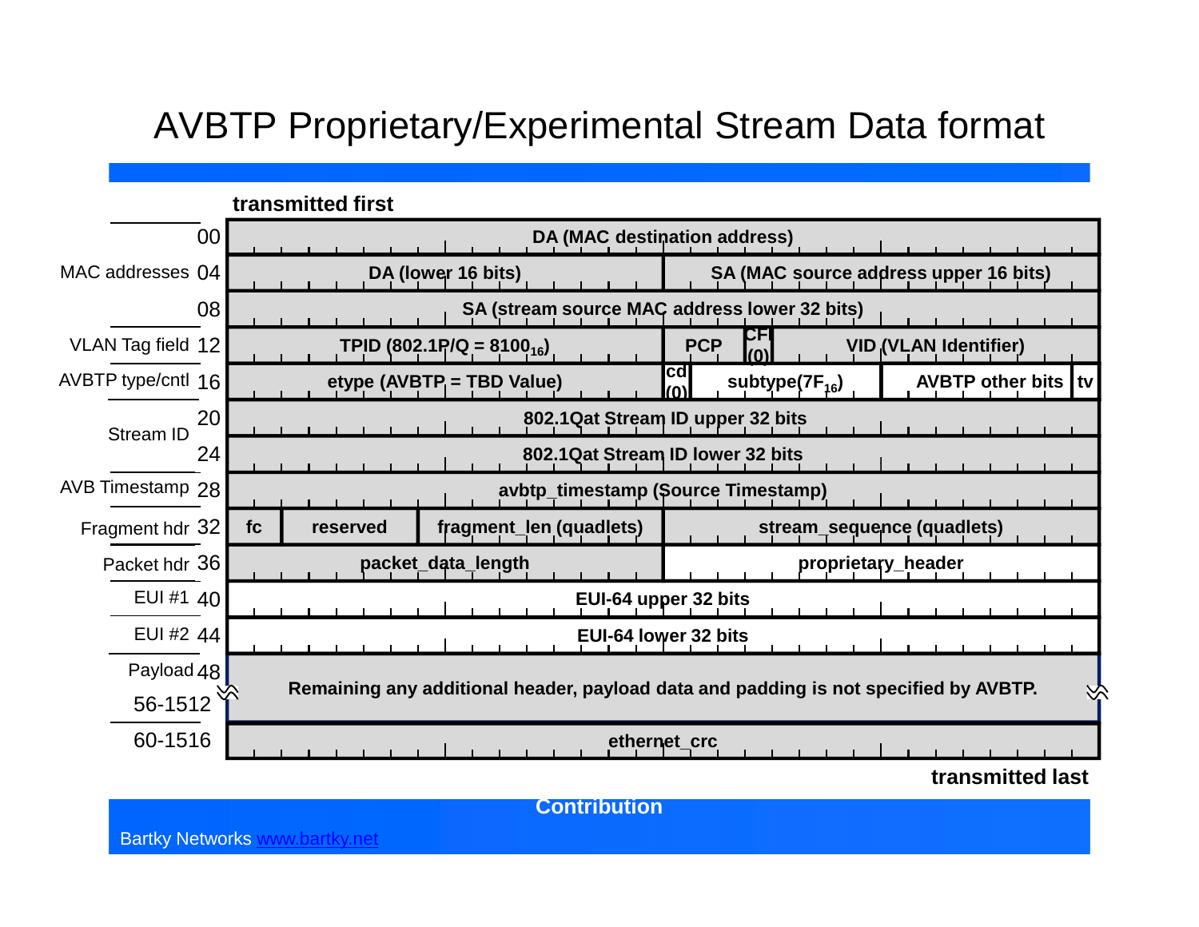# AVBTP Proprietary/Experimental Stream Data format

**transmitted first**

| Field group | Offset | Contents | | | | | |
|---|---|---|---|---|---|---|---|
| | 00 | DA (MAC destination address) | | | | | |
| MAC addresses | 04 | DA (lower 16 bits) | | SA (MAC source address upper 16 bits) | | | |
| | 08 | SA (stream source MAC address lower 32 bits) | | | | | |
| VLAN Tag field | 12 | TPID (802.1P/Q = $8100_{16}$) | | PCP | CFI (0) | VID (VLAN Identifier) | |
| AVBTP type/cntl | 16 | etype (AVBTP = TBD Value) | cd (0) | subtype($7F_{16}$) | AVBTP other bits | tv | |
| Stream ID | 20 | 802.1Qat Stream ID upper 32 bits | | | | | |
| | 24 | 802.1Qat Stream ID lower 32 bits | | | | | |
| AVB Timestamp | 28 | avbtp_timestamp (Source Timestamp) | | | | | |
| Fragment hdr | 32 | fc | reserved | fragment_len (quadlets) | stream_sequence (quadlets) | | |
| Packet hdr | 36 | packet_data_length | | proprietary_header | | | |
| EUI #1 | 40 | EUI-64 upper 32 bits | | | | | |
| EUI #2 | 44 | EUI-64 lower 32 bits | | | | | |
| Payload | 48 / 56-1512 | Remaining any additional header, payload data and padding is not specified by AVBTP. | | | | | |
| | 60-1516 | ethernet_crc | | | | | |

**transmitted last**

**Contribution**

Bartky Networks www.bartky.net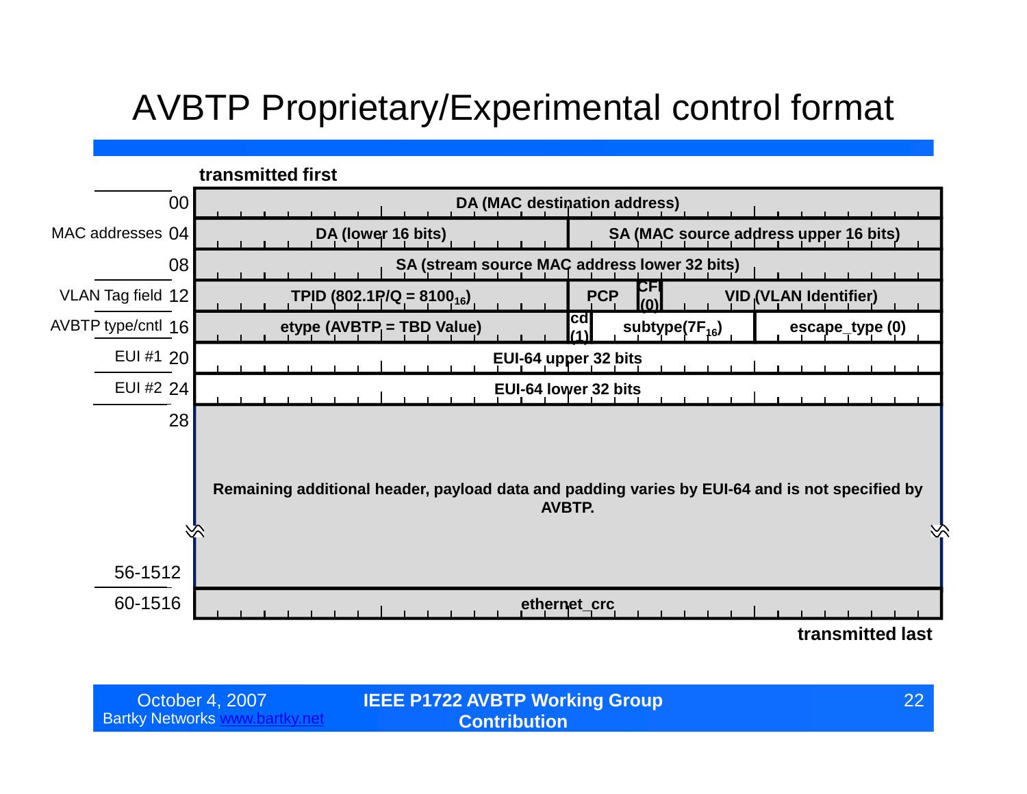# AVBTP Proprietary/Experimental control format

transmitted first

| | | | | | | |
|---|---|---|---|---|---|---|
| 00 | DA (MAC destination address) | | | | | |
| MAC addresses 04 | DA (lower 16 bits) | | SA (MAC source address upper 16 bits) | | | |
| 08 | SA (stream source MAC address lower 32 bits) | | | | | |
| VLAN Tag field 12 | TPID (802.1P/Q = $8100_{16}$) | | PCP | CFI (0) | VID (VLAN Identifier) | |
| AVBTP type/cntl 16 | etype (AVBTP = TBD Value) | cd (1) | subtype($7F_{16}$) | | | escape_type (0) |
| EUI #1 20 | EUI-64 upper 32 bits | | | | | |
| EUI #2 24 | EUI-64 lower 32 bits | | | | | |
| 28 ... 56-1512 | Remaining additional header, payload data and padding varies by EUI-64 and is not specified by AVBTP. | | | | | |
| 60-1516 | ethernet_crc | | | | | |

transmitted last

October 4, 2007
Bartky Networks www.bartky.net

IEEE P1722 AVBTP Working Group Contribution